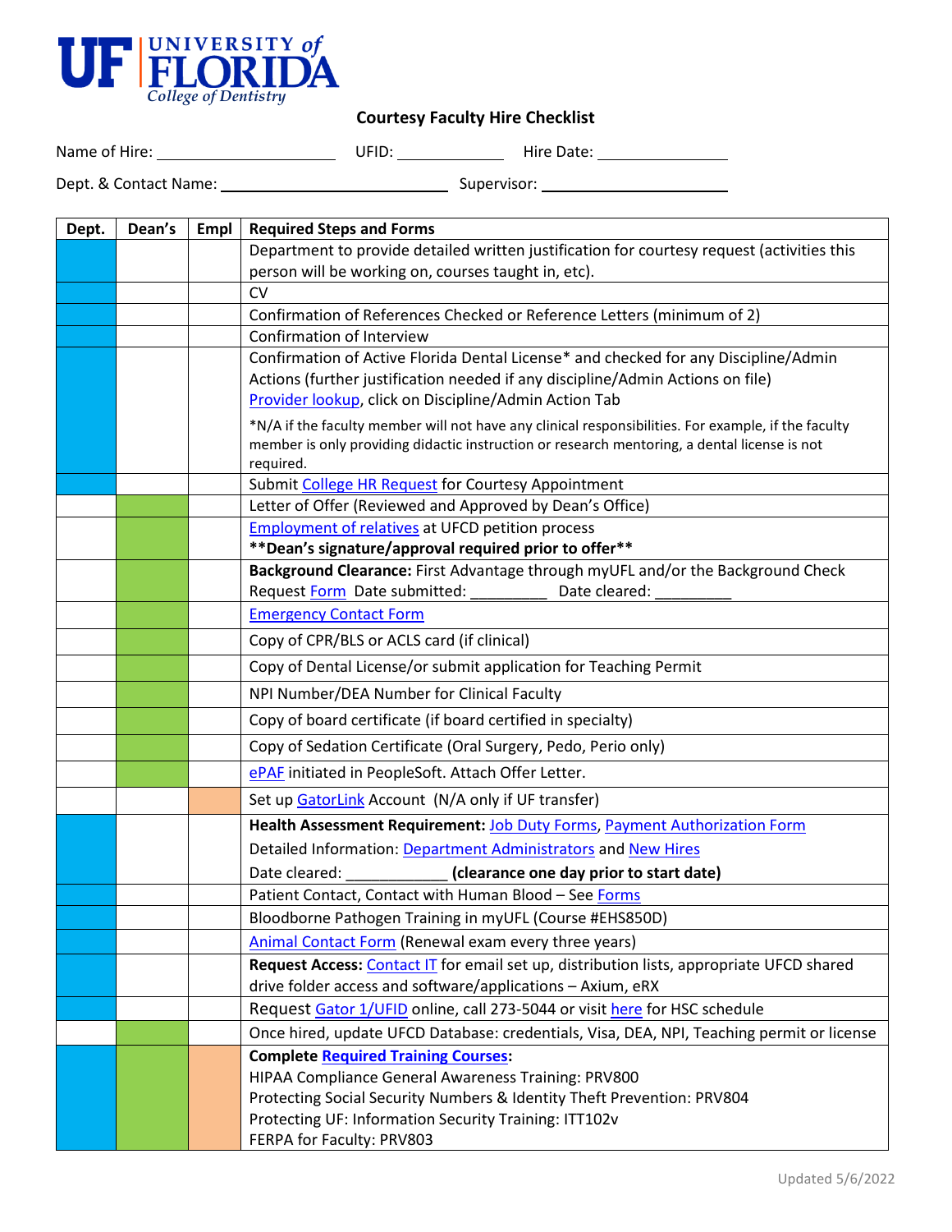UF UNIVERSITY of FLORIDA
College of Dentistry

# Courtesy Faculty Hire Checklist

Name of Hire: ____________________ UFID: ____________ Hire Date: ______________

Dept. & Contact Name: _________________________ Supervisor: ____________________

| Dept. | Dean's | Empl | Required Steps and Forms |
|---|---|---|---|
| | | | Department to provide detailed written justification for courtesy request (activities this person will be working on, courses taught in, etc). |
| | | | CV |
| | | | Confirmation of References Checked or Reference Letters (minimum of 2) |
| | | | Confirmation of Interview |
| | | | Confirmation of Active Florida Dental License* and checked for any Discipline/Admin Actions (further justification needed if any discipline/Admin Actions on file) Provider lookup, click on Discipline/Admin Action Tab<br>*N/A if the faculty member will not have any clinical responsibilities. For example, if the faculty member is only providing didactic instruction or research mentoring, a dental license is not required. |
| | | | Submit College HR Request for Courtesy Appointment |
| | | | Letter of Offer (Reviewed and Approved by Dean's Office) |
| | | | Employment of relatives at UFCD petition process<br>**Dean's signature/approval required prior to offer** |
| | | | **Background Clearance:** First Advantage through myUFL and/or the Background Check Request Form Date submitted: _________ Date cleared: _________ |
| | | | Emergency Contact Form |
| | | | Copy of CPR/BLS or ACLS card (if clinical) |
| | | | Copy of Dental License/or submit application for Teaching Permit |
| | | | NPI Number/DEA Number for Clinical Faculty |
| | | | Copy of board certificate (if board certified in specialty) |
| | | | Copy of Sedation Certificate (Oral Surgery, Pedo, Perio only) |
| | | | ePAF initiated in PeopleSoft. Attach Offer Letter. |
| | | | Set up GatorLink Account (N/A only if UF transfer) |
| | | | **Health Assessment Requirement:** Job Duty Forms, Payment Authorization Form<br>Detailed Information: Department Administrators and New Hires<br>Date cleared: ___________ **(clearance one day prior to start date)** |
| | | | Patient Contact, Contact with Human Blood – See Forms |
| | | | Bloodborne Pathogen Training in myUFL (Course #EHS850D) |
| | | | Animal Contact Form (Renewal exam every three years) |
| | | | **Request Access:** Contact IT for email set up, distribution lists, appropriate UFCD shared drive folder access and software/applications – Axium, eRX |
| | | | Request Gator 1/UFID online, call 273-5044 or visit here for HSC schedule |
| | | | Once hired, update UFCD Database: credentials, Visa, DEA, NPI, Teaching permit or license |
| | | | **Complete Required Training Courses:**<br>HIPAA Compliance General Awareness Training: PRV800<br>Protecting Social Security Numbers & Identity Theft Prevention: PRV804<br>Protecting UF: Information Security Training: ITT102v<br>FERPA for Faculty: PRV803 |

Updated 5/6/2022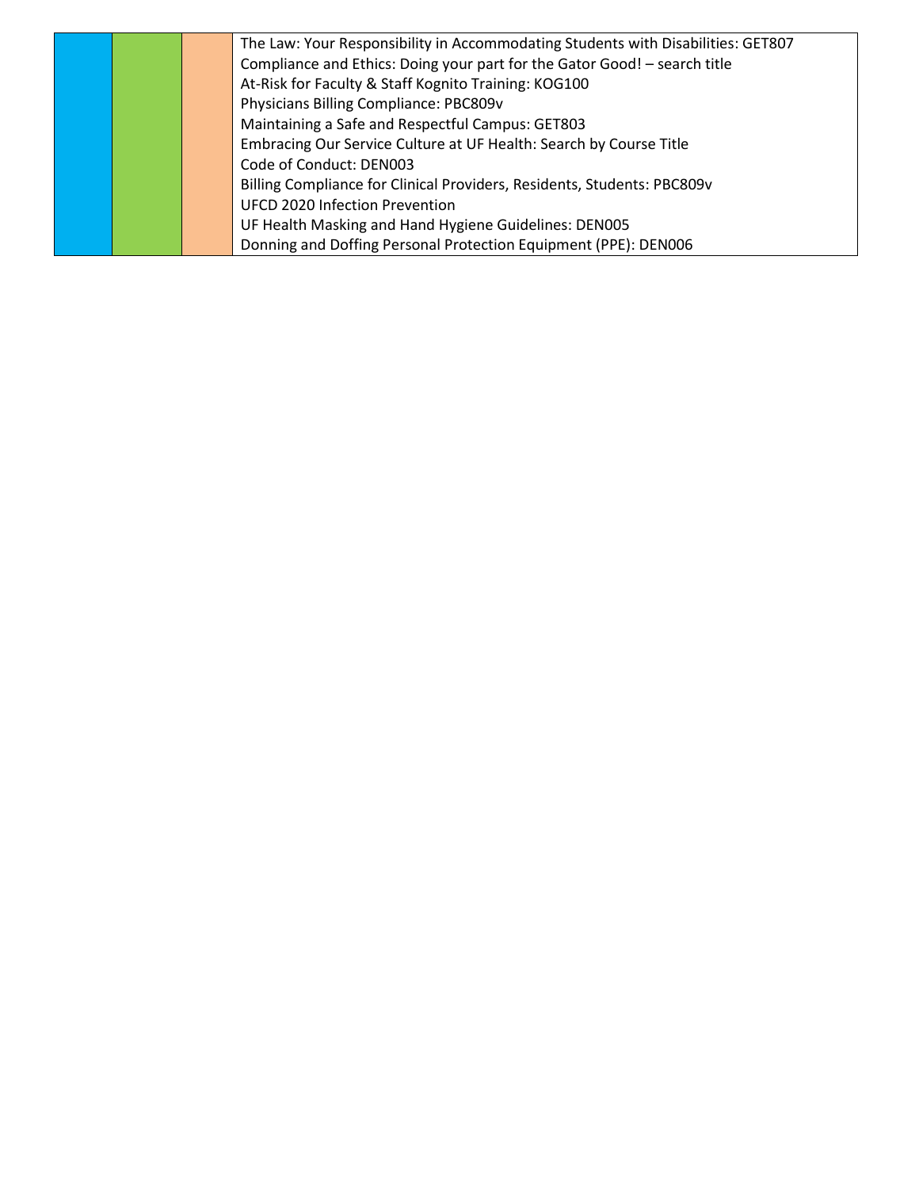| | | | |
|---|---|---|---|
| | | | The Law: Your Responsibility in Accommodating Students with Disabilities: GET807<br>Compliance and Ethics: Doing your part for the Gator Good! – search title<br>At-Risk for Faculty & Staff Kognito Training: KOG100<br>Physicians Billing Compliance: PBC809v<br>Maintaining a Safe and Respectful Campus: GET803<br>Embracing Our Service Culture at UF Health: Search by Course Title<br>Code of Conduct: DEN003<br>Billing Compliance for Clinical Providers, Residents, Students: PBC809v<br>UFCD 2020 Infection Prevention<br>UF Health Masking and Hand Hygiene Guidelines: DEN005<br>Donning and Doffing Personal Protection Equipment (PPE): DEN006 |